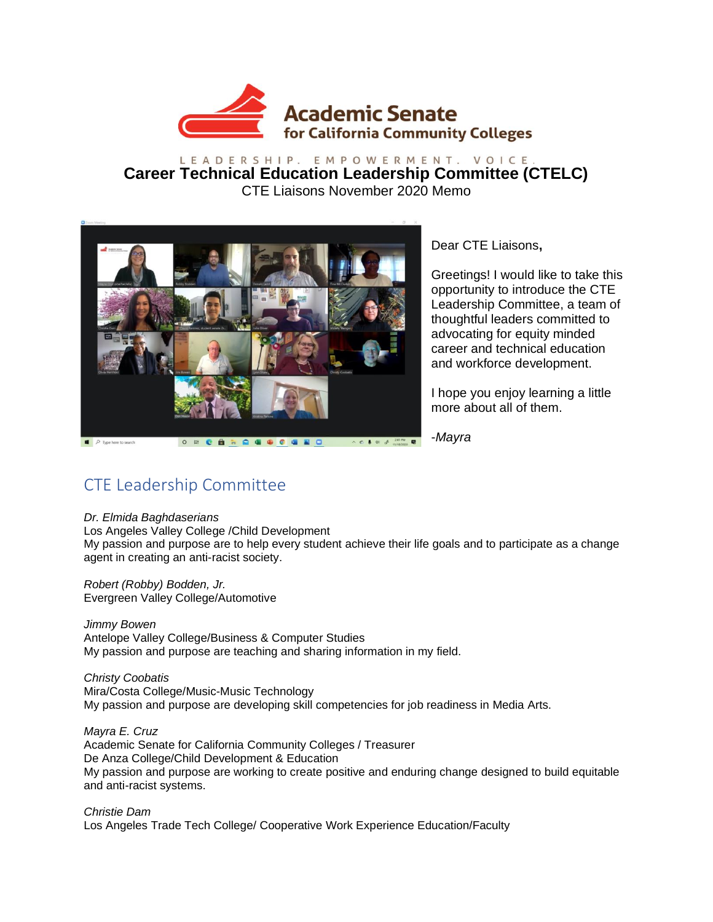Academic Senate for California Community Colleges

LEADERSHIP. EMPOWERMENT. VOICE.

# Career Technical Education Leadership Committee (CTELC)

CTE Liaisons November 2020 Memo

Dear CTE Liaisons,

Greetings! I would like to take this opportunity to introduce the CTE Leadership Committee, a team of thoughtful leaders committed to advocating for equity minded career and technical education and workforce development.

I hope you enjoy learning a little more about all of them.

*-Mayra*

## CTE Leadership Committee

*Dr. Elmida Baghdaserians*
Los Angeles Valley College /Child Development
My passion and purpose are to help every student achieve their life goals and to participate as a change agent in creating an anti-racist society.

*Robert (Robby) Bodden, Jr.*
Evergreen Valley College/Automotive

*Jimmy Bowen*
Antelope Valley College/Business & Computer Studies
My passion and purpose are teaching and sharing information in my field.

*Christy Coobatis*
Mira/Costa College/Music-Music Technology
My passion and purpose are developing skill competencies for job readiness in Media Arts.

*Mayra E. Cruz*
Academic Senate for California Community Colleges / Treasurer
De Anza College/Child Development & Education
My passion and purpose are working to create positive and enduring change designed to build equitable and anti-racist systems.

*Christie Dam*
Los Angeles Trade Tech College/ Cooperative Work Experience Education/Faculty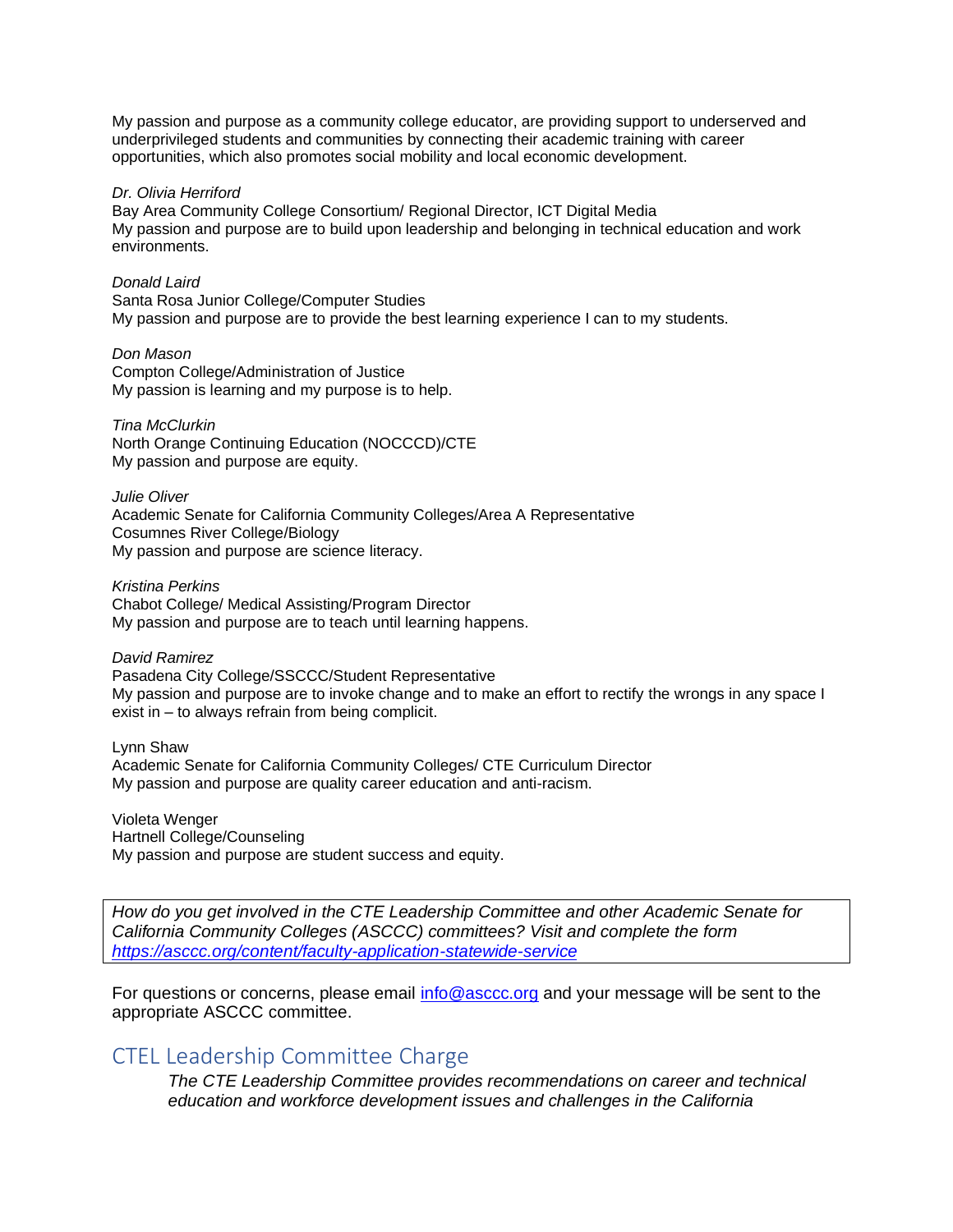My passion and purpose as a community college educator, are providing support to underserved and underprivileged students and communities by connecting their academic training with career opportunities, which also promotes social mobility and local economic development.

*Dr. Olivia Herriford*
Bay Area Community College Consortium/ Regional Director, ICT Digital Media
My passion and purpose are to build upon leadership and belonging in technical education and work environments.

*Donald Laird*
Santa Rosa Junior College/Computer Studies
My passion and purpose are to provide the best learning experience I can to my students.

*Don Mason*
Compton College/Administration of Justice
My passion is learning and my purpose is to help.

*Tina McClurkin*
North Orange Continuing Education (NOCCCD)/CTE
My passion and purpose are equity.

*Julie Oliver*
Academic Senate for California Community Colleges/Area A Representative
Cosumnes River College/Biology
My passion and purpose are science literacy.

*Kristina Perkins*
Chabot College/ Medical Assisting/Program Director
My passion and purpose are to teach until learning happens.

*David Ramirez*
Pasadena City College/SSCCC/Student Representative
My passion and purpose are to invoke change and to make an effort to rectify the wrongs in any space I exist in – to always refrain from being complicit.

Lynn Shaw
Academic Senate for California Community Colleges/ CTE Curriculum Director
My passion and purpose are quality career education and anti-racism.

Violeta Wenger
Hartnell College/Counseling
My passion and purpose are student success and equity.

*How do you get involved in the CTE Leadership Committee and other Academic Senate for California Community Colleges (ASCCC) committees? Visit and complete the form [https://asccc.org/content/faculty-application-statewide-service](https://asccc.org/content/faculty-application-statewide-service)*

For questions or concerns, please email [info@asccc.org](mailto:info@asccc.org) and your message will be sent to the appropriate ASCCC committee.

## CTEL Leadership Committee Charge

*The CTE Leadership Committee provides recommendations on career and technical education and workforce development issues and challenges in the California*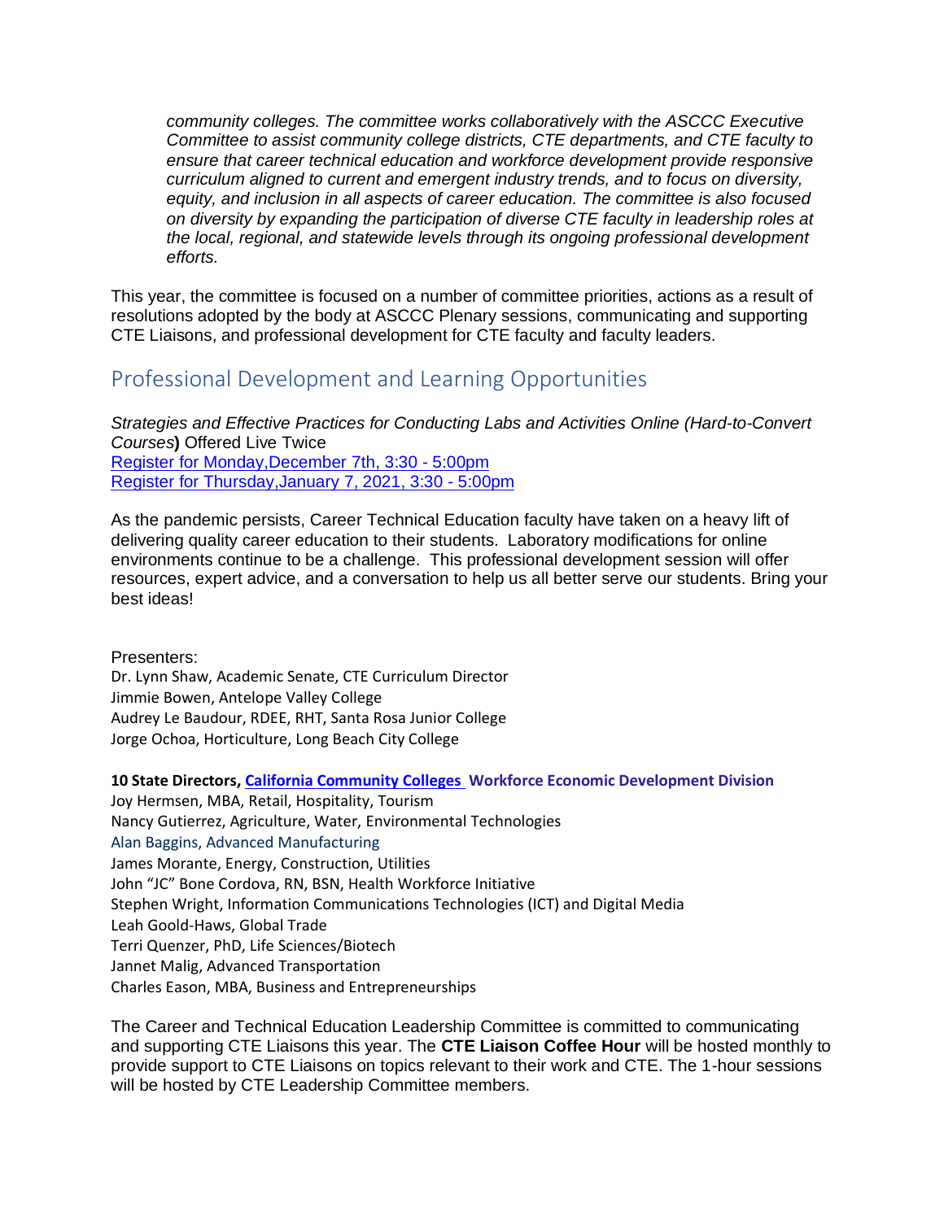*community colleges. The committee works collaboratively with the ASCCC Executive Committee to assist community college districts, CTE departments, and CTE faculty to ensure that career technical education and workforce development provide responsive curriculum aligned to current and emergent industry trends, and to focus on diversity, equity, and inclusion in all aspects of career education. The committee is also focused on diversity by expanding the participation of diverse CTE faculty in leadership roles at the local, regional, and statewide levels through its ongoing professional development efforts.*

This year, the committee is focused on a number of committee priorities, actions as a result of resolutions adopted by the body at ASCCC Plenary sessions, communicating and supporting CTE Liaisons, and professional development for CTE faculty and faculty leaders.

## Professional Development and Learning Opportunities

*Strategies and Effective Practices for Conducting Labs and Activities Online (Hard-to-Convert Courses*) Offered Live Twice
Register for Monday,December 7th, 3:30 - 5:00pm
Register for Thursday,January 7, 2021, 3:30 - 5:00pm

As the pandemic persists, Career Technical Education faculty have taken on a heavy lift of delivering quality career education to their students. Laboratory modifications for online environments continue to be a challenge. This professional development session will offer resources, expert advice, and a conversation to help us all better serve our students. Bring your best ideas!

Presenters:
Dr. Lynn Shaw, Academic Senate, CTE Curriculum Director
Jimmie Bowen, Antelope Valley College
Audrey Le Baudour, RDEE, RHT, Santa Rosa Junior College
Jorge Ochoa, Horticulture, Long Beach City College

**10 State Directors, California Community Colleges Workforce Economic Development Division**
Joy Hermsen, MBA, Retail, Hospitality, Tourism
Nancy Gutierrez, Agriculture, Water, Environmental Technologies
Alan Baggins, Advanced Manufacturing
James Morante, Energy, Construction, Utilities
John "JC" Bone Cordova, RN, BSN, Health Workforce Initiative
Stephen Wright, Information Communications Technologies (ICT) and Digital Media
Leah Goold-Haws, Global Trade
Terri Quenzer, PhD, Life Sciences/Biotech
Jannet Malig, Advanced Transportation
Charles Eason, MBA, Business and Entrepreneurships

The Career and Technical Education Leadership Committee is committed to communicating and supporting CTE Liaisons this year. The **CTE Liaison Coffee Hour** will be hosted monthly to provide support to CTE Liaisons on topics relevant to their work and CTE. The 1-hour sessions will be hosted by CTE Leadership Committee members.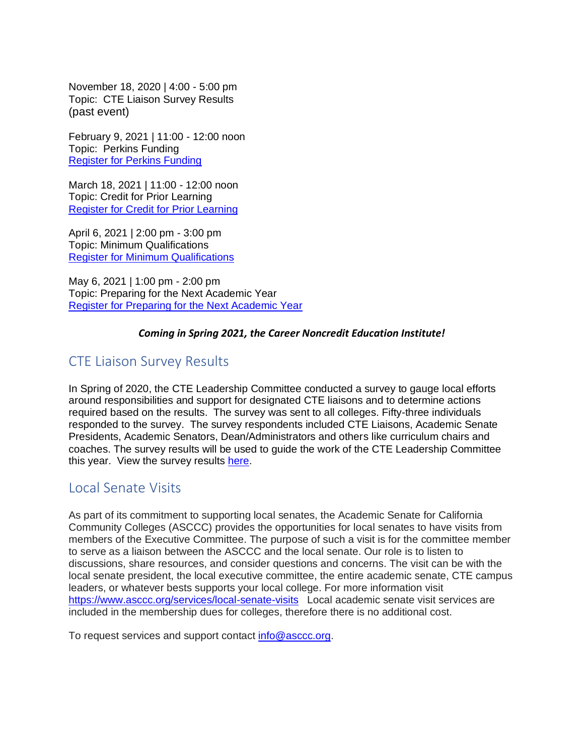November 18, 2020 | 4:00 - 5:00 pm
Topic: CTE Liaison Survey Results
(past event)

February 9, 2021 | 11:00 - 12:00 noon
Topic: Perkins Funding
[Register for Perkins Funding]

March 18, 2021 | 11:00 - 12:00 noon
Topic: Credit for Prior Learning
[Register for Credit for Prior Learning]

April 6, 2021 | 2:00 pm - 3:00 pm
Topic: Minimum Qualifications
[Register for Minimum Qualifications]

May 6, 2021 | 1:00 pm - 2:00 pm
Topic: Preparing for the Next Academic Year
[Register for Preparing for the Next Academic Year]

***Coming in Spring 2021, the Career Noncredit Education Institute!***

## CTE Liaison Survey Results

In Spring of 2020, the CTE Leadership Committee conducted a survey to gauge local efforts around responsibilities and support for designated CTE liaisons and to determine actions required based on the results. The survey was sent to all colleges. Fifty-three individuals responded to the survey. The survey respondents included CTE Liaisons, Academic Senate Presidents, Academic Senators, Dean/Administrators and others like curriculum chairs and coaches. The survey results will be used to guide the work of the CTE Leadership Committee this year. View the survey results here.

## Local Senate Visits

As part of its commitment to supporting local senates, the Academic Senate for California Community Colleges (ASCCC) provides the opportunities for local senates to have visits from members of the Executive Committee. The purpose of such a visit is for the committee member to serve as a liaison between the ASCCC and the local senate. Our role is to listen to discussions, share resources, and consider questions and concerns. The visit can be with the local senate president, the local executive committee, the entire academic senate, CTE campus leaders, or whatever bests supports your local college. For more information visit https://www.asccc.org/services/local-senate-visits Local academic senate visit services are included in the membership dues for colleges, therefore there is no additional cost.

To request services and support contact info@asccc.org.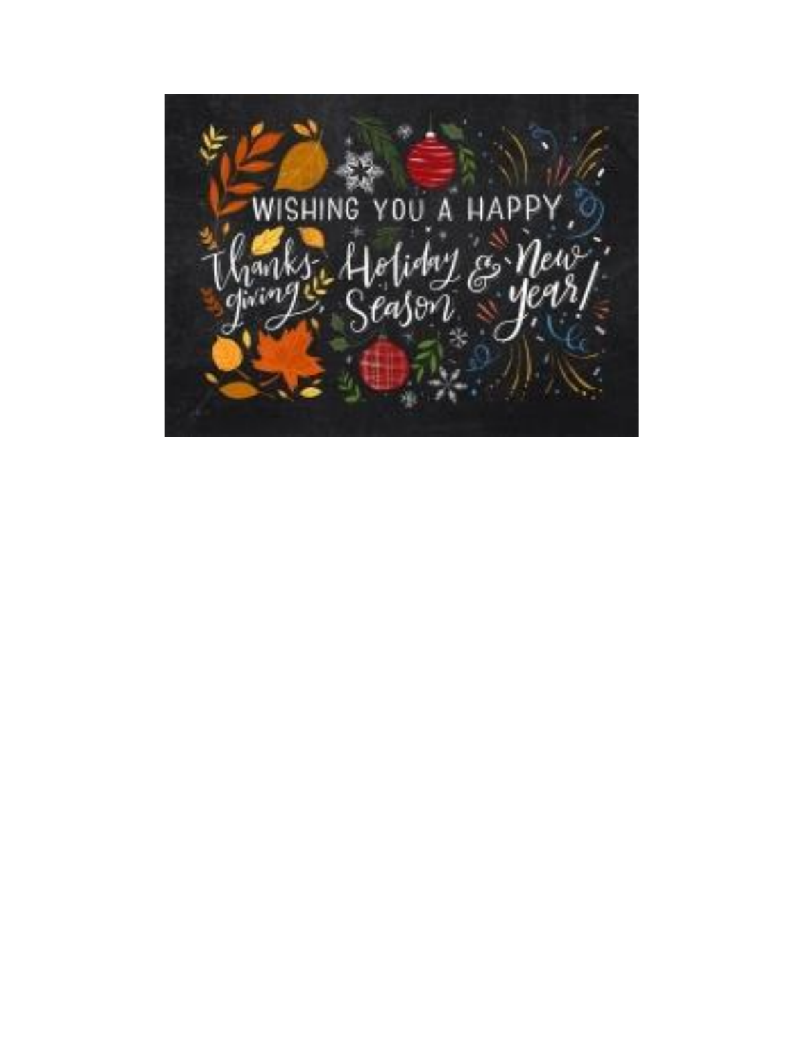WISHING YOU A HAPPY

Thanksgiving, Holiday Season & New year!